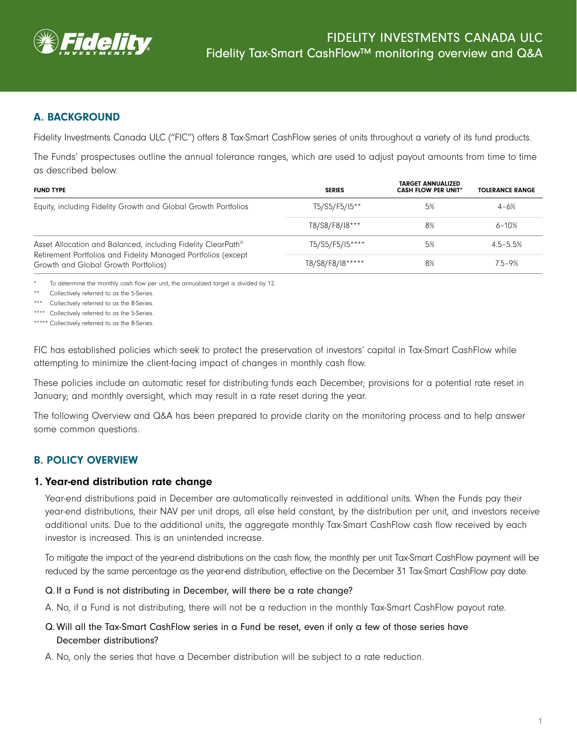# FIDELITY INVESTMENTS CANADA ULC
## Fidelity Tax-Smart CashFlow™ monitoring overview and Q&A

## A. BACKGROUND

Fidelity Investments Canada ULC ("FIC") offers 8 Tax-Smart CashFlow series of units throughout a variety of its fund products.

The Funds' prospectuses outline the annual tolerance ranges, which are used to adjust payout amounts from time to time as described below.

| FUND TYPE | SERIES | TARGET ANNUALIZED CASH FLOW PER UNIT* | TOLERANCE RANGE |
|---|---|---|---|
| Equity, including Fidelity Growth and Global Growth Portfolios | T5/S5/F5/I5** | 5% | 4–6% |
| | T8/S8/F8/I8*** | 8% | 6–10% |
| Asset Allocation and Balanced, including Fidelity ClearPath® Retirement Portfolios and Fidelity Managed Portfolios (except Growth and Global Growth Portfolios) | T5/S5/F5/I5**** | 5% | 4.5–5.5% |
| | T8/S8/F8/I8***** | 8% | 7.5–9% |

\* To determine the monthly cash flow per unit, the annualized target is divided by 12.

** Collectively referred to as the 5-Series.

*** Collectively referred to as the 8-Series.

**** Collectively referred to as the 5-Series.

***** Collectively referred to as the 8-Series.

FIC has established policies which seek to protect the preservation of investors' capital in Tax-Smart CashFlow while attempting to minimize the client-facing impact of changes in monthly cash flow.

These policies include an automatic reset for distributing funds each December; provisions for a potential rate reset in January; and monthly oversight, which may result in a rate reset during the year.

The following Overview and Q&A has been prepared to provide clarity on the monitoring process and to help answer some common questions.

## B. POLICY OVERVIEW

### 1. Year-end distribution rate change

Year-end distributions paid in December are automatically reinvested in additional units. When the Funds pay their year-end distributions, their NAV per unit drops, all else held constant, by the distribution per unit, and investors receive additional units. Due to the additional units, the aggregate monthly Tax-Smart CashFlow cash flow received by each investor is increased. This is an unintended increase.

To mitigate the impact of the year-end distributions on the cash flow, the monthly per unit Tax-Smart CashFlow payment will be reduced by the same percentage as the year-end distribution, effective on the December 31 Tax-Smart CashFlow pay date.

Q. If a Fund is not distributing in December, will there be a rate change?

A. No, if a Fund is not distributing, there will not be a reduction in the monthly Tax-Smart CashFlow payout rate.

Q. Will all the Tax-Smart CashFlow series in a Fund be reset, even if only a few of those series have December distributions?

A. No, only the series that have a December distribution will be subject to a rate reduction.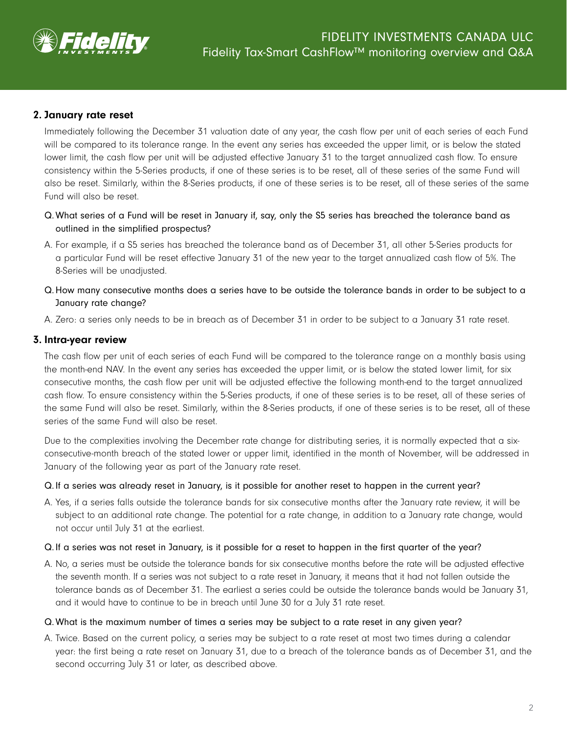## 2. January rate reset

Immediately following the December 31 valuation date of any year, the cash flow per unit of each series of each Fund will be compared to its tolerance range. In the event any series has exceeded the upper limit, or is below the stated lower limit, the cash flow per unit will be adjusted effective January 31 to the target annualized cash flow. To ensure consistency within the 5-Series products, if one of these series is to be reset, all of these series of the same Fund will also be reset. Similarly, within the 8-Series products, if one of these series is to be reset, all of these series of the same Fund will also be reset.

Q. What series of a Fund will be reset in January if, say, only the S5 series has breached the tolerance band as outlined in the simplified prospectus?

A. For example, if a S5 series has breached the tolerance band as of December 31, all other 5-Series products for a particular Fund will be reset effective January 31 of the new year to the target annualized cash flow of 5%. The 8-Series will be unadjusted.

Q. How many consecutive months does a series have to be outside the tolerance bands in order to be subject to a January rate change?

A. Zero: a series only needs to be in breach as of December 31 in order to be subject to a January 31 rate reset.

## 3. Intra-year review

The cash flow per unit of each series of each Fund will be compared to the tolerance range on a monthly basis using the month-end NAV. In the event any series has exceeded the upper limit, or is below the stated lower limit, for six consecutive months, the cash flow per unit will be adjusted effective the following month-end to the target annualized cash flow. To ensure consistency within the 5-Series products, if one of these series is to be reset, all of these series of the same Fund will also be reset. Similarly, within the 8-Series products, if one of these series is to be reset, all of these series of the same Fund will also be reset.

Due to the complexities involving the December rate change for distributing series, it is normally expected that a six-consecutive-month breach of the stated lower or upper limit, identified in the month of November, will be addressed in January of the following year as part of the January rate reset.

Q. If a series was already reset in January, is it possible for another reset to happen in the current year?

A. Yes, if a series falls outside the tolerance bands for six consecutive months after the January rate review, it will be subject to an additional rate change. The potential for a rate change, in addition to a January rate change, would not occur until July 31 at the earliest.

Q. If a series was not reset in January, is it possible for a reset to happen in the first quarter of the year?

A. No, a series must be outside the tolerance bands for six consecutive months before the rate will be adjusted effective the seventh month. If a series was not subject to a rate reset in January, it means that it had not fallen outside the tolerance bands as of December 31. The earliest a series could be outside the tolerance bands would be January 31, and it would have to continue to be in breach until June 30 for a July 31 rate reset.

Q. What is the maximum number of times a series may be subject to a rate reset in any given year?

A. Twice. Based on the current policy, a series may be subject to a rate reset at most two times during a calendar year: the first being a rate reset on January 31, due to a breach of the tolerance bands as of December 31, and the second occurring July 31 or later, as described above.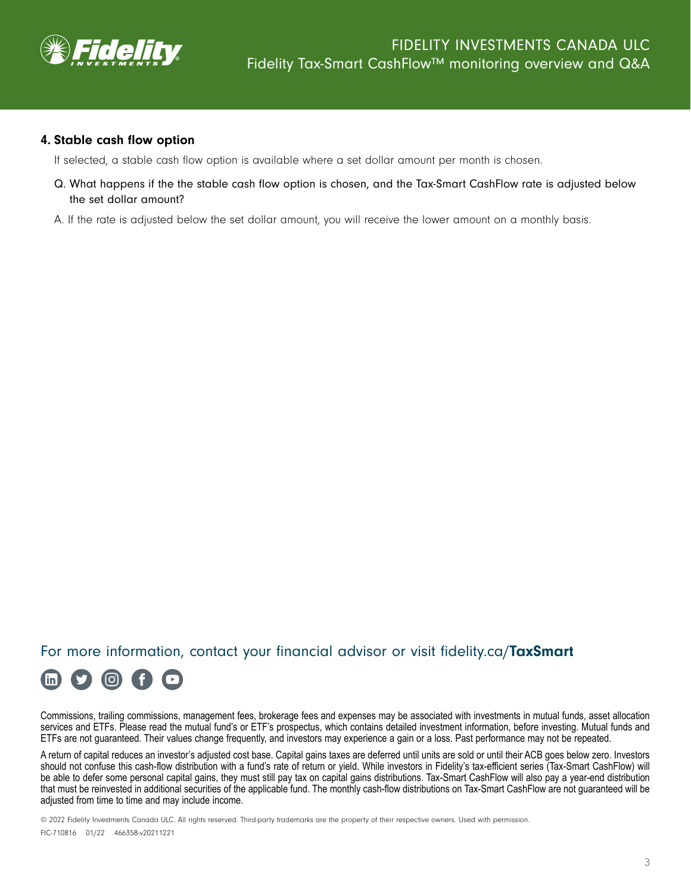### 4. Stable cash flow option

If selected, a stable cash flow option is available where a set dollar amount per month is chosen.

Q. What happens if the the stable cash flow option is chosen, and the Tax-Smart CashFlow rate is adjusted below the set dollar amount?

A. If the rate is adjusted below the set dollar amount, you will receive the lower amount on a monthly basis.

For more information, contact your financial advisor or visit fidelity.ca/**TaxSmart**

Commissions, trailing commissions, management fees, brokerage fees and expenses may be associated with investments in mutual funds, asset allocation services and ETFs. Please read the mutual fund's or ETF's prospectus, which contains detailed investment information, before investing. Mutual funds and ETFs are not guaranteed. Their values change frequently, and investors may experience a gain or a loss. Past performance may not be repeated.

A return of capital reduces an investor's adjusted cost base. Capital gains taxes are deferred until units are sold or until their ACB goes below zero. Investors should not confuse this cash-flow distribution with a fund's rate of return or yield. While investors in Fidelity's tax-efficient series (Tax-Smart CashFlow) will be able to defer some personal capital gains, they must still pay tax on capital gains distributions. Tax-Smart CashFlow will also pay a year-end distribution that must be reinvested in additional securities of the applicable fund. The monthly cash-flow distributions on Tax-Smart CashFlow are not guaranteed will be adjusted from time to time and may include income.

© 2022 Fidelity Investments Canada ULC. All rights reserved. Third-party trademarks are the property of their respective owners. Used with permission.

FIC-710816 01/22 466358-v20211221